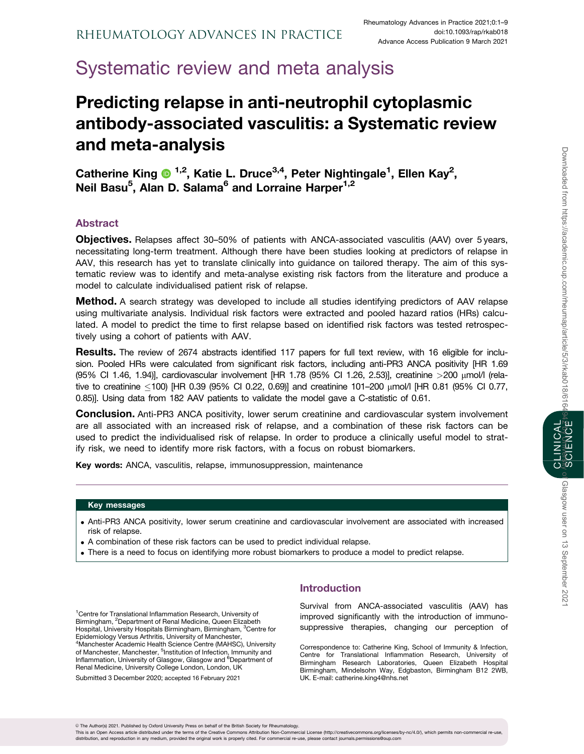# Systematic review and meta analysis

# Predicting relapse in anti-neutrophil cytoplasmic antibody-associated vasculitis: a Systematic review and meta-analysis

**Catherine King [1,2], Katie L. Druce[3,4], Peter Nightingale[1], Ellen Kay[2], Neil Basu[5], Alan D. Salama[6] and Lorraine Harper[1,2]**

## Abstract

**Objectives.** Relapses affect 30–50% of patients with ANCA-associated vasculitis (AAV) over 5 years, necessitating long-term treatment. Although there have been studies looking at predictors of relapse in AAV, this research has yet to translate clinically into guidance on tailored therapy. The aim of this systematic review was to identify and meta-analyse existing risk factors from the literature and produce a model to calculate individualised patient risk of relapse.

**Method.** A search strategy was developed to include all studies identifying predictors of AAV relapse using multivariate analysis. Individual risk factors were extracted and pooled hazard ratios (HRs) calculated. A model to predict the time to first relapse based on identified risk factors was tested retrospectively using a cohort of patients with AAV.

**Results.** The review of 2674 abstracts identified 117 papers for full text review, with 16 eligible for inclusion. Pooled HRs were calculated from significant risk factors, including anti-PR3 ANCA positivity [HR 1.69 (95% CI 1.46, 1.94)], cardiovascular involvement [HR 1.78 (95% CI 1.26, 2.53)], creatinine >200 μmol/l (relative to creatinine ≤100) [HR 0.39 (95% CI 0.22, 0.69)] and creatinine 101–200 μmol/l [HR 0.81 (95% CI 0.77, 0.85)]. Using data from 182 AAV patients to validate the model gave a C-statistic of 0.61.

**Conclusion.** Anti-PR3 ANCA positivity, lower serum creatinine and cardiovascular system involvement are all associated with an increased risk of relapse, and a combination of these risk factors can be used to predict the individualised risk of relapse. In order to produce a clinically useful model to stratify risk, we need to identify more risk factors, with a focus on robust biomarkers.

**Key words:** ANCA, vasculitis, relapse, immunosuppression, maintenance

### Key messages

- Anti-PR3 ANCA positivity, lower serum creatinine and cardiovascular involvement are associated with increased risk of relapse.
- A combination of these risk factors can be used to predict individual relapse.
- There is a need to focus on identifying more robust biomarkers to produce a model to predict relapse.

[1]Centre for Translational Inflammation Research, University of Birmingham, [2]Department of Renal Medicine, Queen Elizabeth Hospital, University Hospitals Birmingham, Birmingham, [3]Centre for Epidemiology Versus Arthritis, University of Manchester, [4]Manchester Academic Health Science Centre (MAHSC), University of Manchester, Manchester, [5]Institution of Infection, Immunity and Inflammation, University of Glasgow, Glasgow and [6]Department of Renal Medicine, University College London, London, UK

Submitted 3 December 2020; accepted 16 February 2021

Correspondence to: Catherine King, School of Immunity & Infection, Centre for Translational Inflammation Research, University of Birmingham Research Laboratories, Queen Elizabeth Hospital Birmingham, Mindelsohn Way, Edgbaston, Birmingham B12 2WB, UK. E-mail: catherine.king4@nhs.net

## Introduction

Survival from ANCA-associated vasculitis (AAV) has improved significantly with the introduction of immunosuppressive therapies, changing our perception of

© The Author(s) 2021. Published by Oxford University Press on behalf of the British Society for Rheumatology.
This is an Open Access article distributed under the terms of the Creative Commons Attribution Non-Commercial License (http://creativecommons.org/licenses/by-nc/4.0/), which permits non-commercial re-use, distribution, and reproduction in any medium, provided the original work is properly cited. For commercial re-use, please contact journals.permissions@oup.com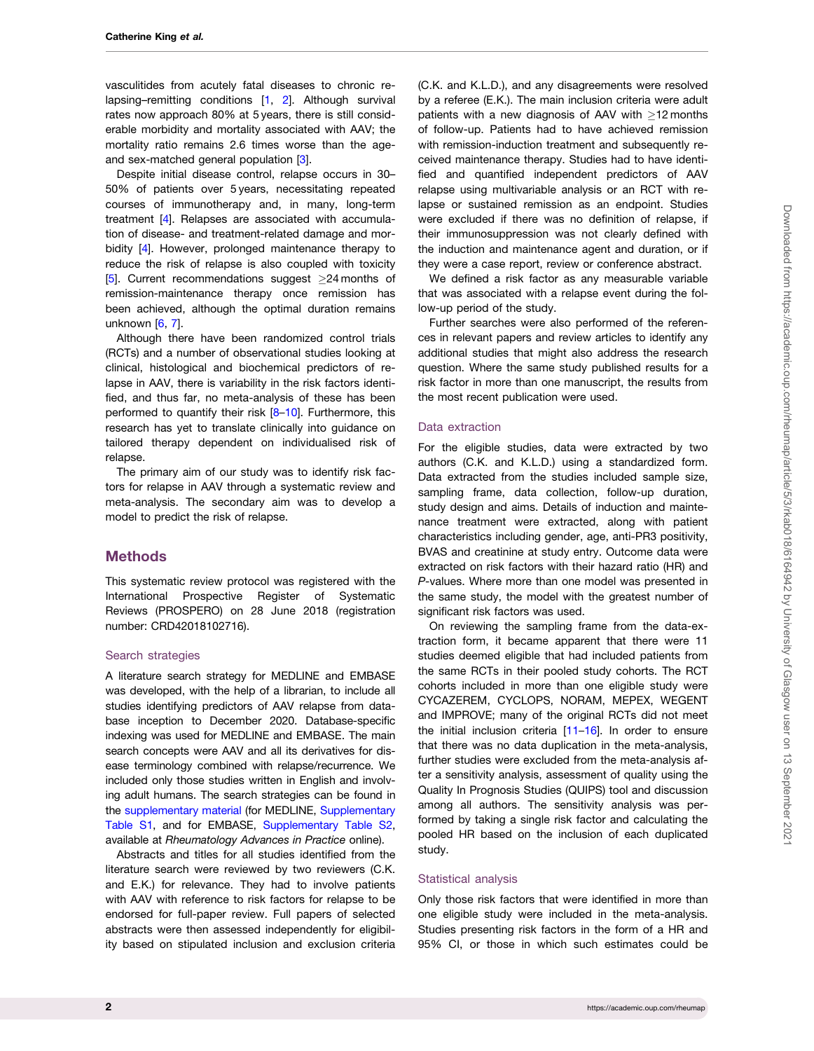vasculitides from acutely fatal diseases to chronic relapsing–remitting conditions [1, 2]. Although survival rates now approach 80% at 5 years, there is still considerable morbidity and mortality associated with AAV; the mortality ratio remains 2.6 times worse than the age- and sex-matched general population [3].

Despite initial disease control, relapse occurs in 30–50% of patients over 5 years, necessitating repeated courses of immunotherapy and, in many, long-term treatment [4]. Relapses are associated with accumulation of disease- and treatment-related damage and morbidity [4]. However, prolonged maintenance therapy to reduce the risk of relapse is also coupled with toxicity [5]. Current recommendations suggest ≥24 months of remission-maintenance therapy once remission has been achieved, although the optimal duration remains unknown [6, 7].

Although there have been randomized control trials (RCTs) and a number of observational studies looking at clinical, histological and biochemical predictors of relapse in AAV, there is variability in the risk factors identified, and thus far, no meta-analysis of these has been performed to quantify their risk [8–10]. Furthermore, this research has yet to translate clinically into guidance on tailored therapy dependent on individualised risk of relapse.

The primary aim of our study was to identify risk factors for relapse in AAV through a systematic review and meta-analysis. The secondary aim was to develop a model to predict the risk of relapse.

## Methods

This systematic review protocol was registered with the International Prospective Register of Systematic Reviews (PROSPERO) on 28 June 2018 (registration number: CRD42018102716).

### Search strategies

A literature search strategy for MEDLINE and EMBASE was developed, with the help of a librarian, to include all studies identifying predictors of AAV relapse from database inception to December 2020. Database-specific indexing was used for MEDLINE and EMBASE. The main search concepts were AAV and all its derivatives for disease terminology combined with relapse/recurrence. We included only those studies written in English and involving adult humans. The search strategies can be found in the supplementary material (for MEDLINE, Supplementary Table S1, and for EMBASE, Supplementary Table S2, available at *Rheumatology Advances in Practice* online).

Abstracts and titles for all studies identified from the literature search were reviewed by two reviewers (C.K. and E.K.) for relevance. They had to involve patients with AAV with reference to risk factors for relapse to be endorsed for full-paper review. Full papers of selected abstracts were then assessed independently for eligibility based on stipulated inclusion and exclusion criteria (C.K. and K.L.D.), and any disagreements were resolved by a referee (E.K.). The main inclusion criteria were adult patients with a new diagnosis of AAV with ≥12 months of follow-up. Patients had to have achieved remission with remission-induction treatment and subsequently received maintenance therapy. Studies had to have identified and quantified independent predictors of AAV relapse using multivariable analysis or an RCT with relapse or sustained remission as an endpoint. Studies were excluded if there was no definition of relapse, if their immunosuppression was not clearly defined with the induction and maintenance agent and duration, or if they were a case report, review or conference abstract.

We defined a risk factor as any measurable variable that was associated with a relapse event during the follow-up period of the study.

Further searches were also performed of the references in relevant papers and review articles to identify any additional studies that might also address the research question. Where the same study published results for a risk factor in more than one manuscript, the results from the most recent publication were used.

### Data extraction

For the eligible studies, data were extracted by two authors (C.K. and K.L.D.) using a standardized form. Data extracted from the studies included sample size, sampling frame, data collection, follow-up duration, study design and aims. Details of induction and maintenance treatment were extracted, along with patient characteristics including gender, age, anti-PR3 positivity, BVAS and creatinine at study entry. Outcome data were extracted on risk factors with their hazard ratio (HR) and *P*-values. Where more than one model was presented in the same study, the model with the greatest number of significant risk factors was used.

On reviewing the sampling frame from the data-extraction form, it became apparent that there were 11 studies deemed eligible that had included patients from the same RCTs in their pooled study cohorts. The RCT cohorts included in more than one eligible study were CYCAZEREM, CYCLOPS, NORAM, MEPEX, WEGENT and IMPROVE; many of the original RCTs did not meet the initial inclusion criteria [11–16]. In order to ensure that there was no data duplication in the meta-analysis, further studies were excluded from the meta-analysis after a sensitivity analysis, assessment of quality using the Quality In Prognosis Studies (QUIPS) tool and discussion among all authors. The sensitivity analysis was performed by taking a single risk factor and calculating the pooled HR based on the inclusion of each duplicated study.

### Statistical analysis

Only those risk factors that were identified in more than one eligible study were included in the meta-analysis. Studies presenting risk factors in the form of a HR and 95% CI, or those in which such estimates could be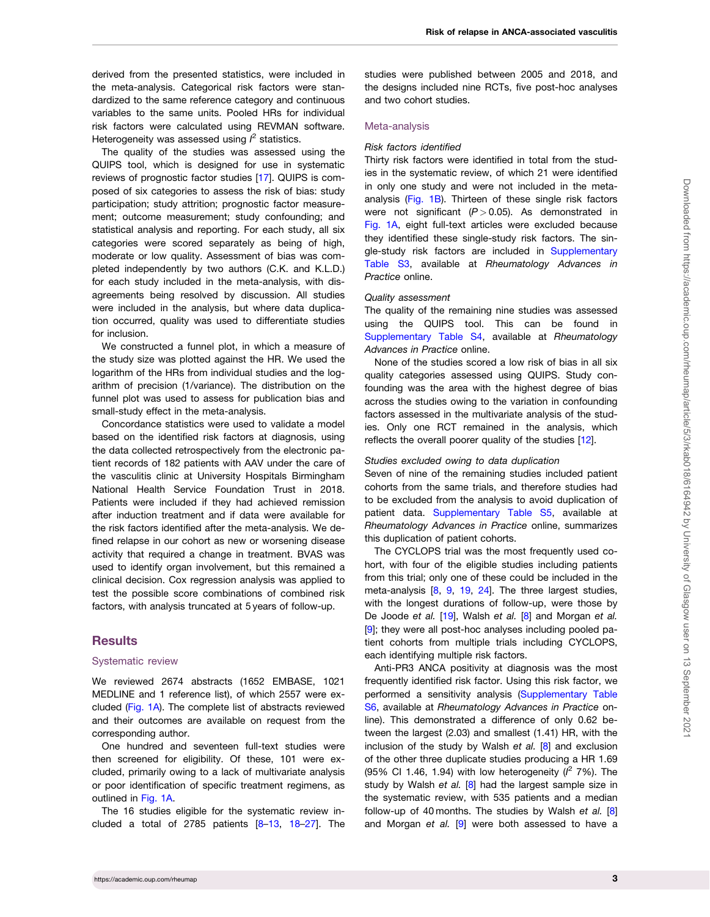derived from the presented statistics, were included in the meta-analysis. Categorical risk factors were standardized to the same reference category and continuous variables to the same units. Pooled HRs for individual risk factors were calculated using REVMAN software. Heterogeneity was assessed using $I^2$ statistics.

The quality of the studies was assessed using the QUIPS tool, which is designed for use in systematic reviews of prognostic factor studies [17]. QUIPS is composed of six categories to assess the risk of bias: study participation; study attrition; prognostic factor measurement; outcome measurement; study confounding; and statistical analysis and reporting. For each study, all six categories were scored separately as being of high, moderate or low quality. Assessment of bias was completed independently by two authors (C.K. and K.L.D.) for each study included in the meta-analysis, with disagreements being resolved by discussion. All studies were included in the analysis, but where data duplication occurred, quality was used to differentiate studies for inclusion.

We constructed a funnel plot, in which a measure of the study size was plotted against the HR. We used the logarithm of the HRs from individual studies and the logarithm of precision (1/variance). The distribution on the funnel plot was used to assess for publication bias and small-study effect in the meta-analysis.

Concordance statistics were used to validate a model based on the identified risk factors at diagnosis, using the data collected retrospectively from the electronic patient records of 182 patients with AAV under the care of the vasculitis clinic at University Hospitals Birmingham National Health Service Foundation Trust in 2018. Patients were included if they had achieved remission after induction treatment and if data were available for the risk factors identified after the meta-analysis. We defined relapse in our cohort as new or worsening disease activity that required a change in treatment. BVAS was used to identify organ involvement, but this remained a clinical decision. Cox regression analysis was applied to test the possible score combinations of combined risk factors, with analysis truncated at 5 years of follow-up.

## Results

### Systematic review

We reviewed 2674 abstracts (1652 EMBASE, 1021 MEDLINE and 1 reference list), of which 2557 were excluded (Fig. 1A). The complete list of abstracts reviewed and their outcomes are available on request from the corresponding author.

One hundred and seventeen full-text studies were then screened for eligibility. Of these, 101 were excluded, primarily owing to a lack of multivariate analysis or poor identification of specific treatment regimens, as outlined in Fig. 1A.

The 16 studies eligible for the systematic review included a total of 2785 patients [8–13, 18–27]. The studies were published between 2005 and 2018, and the designs included nine RCTs, five post-hoc analyses and two cohort studies.

### Meta-analysis

*Risk factors identified*

Thirty risk factors were identified in total from the studies in the systematic review, of which 21 were identified in only one study and were not included in the meta-analysis (Fig. 1B). Thirteen of these single risk factors were not significant ($P > 0.05$). As demonstrated in Fig. 1A, eight full-text articles were excluded because they identified these single-study risk factors. The single-study risk factors are included in Supplementary Table S3, available at *Rheumatology Advances in Practice* online.

*Quality assessment*

The quality of the remaining nine studies was assessed using the QUIPS tool. This can be found in Supplementary Table S4, available at *Rheumatology Advances in Practice* online.

None of the studies scored a low risk of bias in all six quality categories assessed using QUIPS. Study confounding was the area with the highest degree of bias across the studies owing to the variation in confounding factors assessed in the multivariate analysis of the studies. Only one RCT remained in the analysis, which reflects the overall poorer quality of the studies [12].

*Studies excluded owing to data duplication*

Seven of nine of the remaining studies included patient cohorts from the same trials, and therefore studies had to be excluded from the analysis to avoid duplication of patient data. Supplementary Table S5, available at *Rheumatology Advances in Practice* online, summarizes this duplication of patient cohorts.

The CYCLOPS trial was the most frequently used cohort, with four of the eligible studies including patients from this trial; only one of these could be included in the meta-analysis [8, 9, 19, 24]. The three largest studies, with the longest durations of follow-up, were those by De Joode *et al.* [19], Walsh *et al.* [8] and Morgan *et al.* [9]; they were all post-hoc analyses including pooled patient cohorts from multiple trials including CYCLOPS, each identifying multiple risk factors.

Anti-PR3 ANCA positivity at diagnosis was the most frequently identified risk factor. Using this risk factor, we performed a sensitivity analysis (Supplementary Table S6, available at *Rheumatology Advances in Practice* online). This demonstrated a difference of only 0.62 between the largest (2.03) and smallest (1.41) HR, with the inclusion of the study by Walsh *et al.* [8] and exclusion of the other three duplicate studies producing a HR 1.69 (95% CI 1.46, 1.94) with low heterogeneity ($I^2$ 7%). The study by Walsh *et al.* [8] had the largest sample size in the systematic review, with 535 patients and a median follow-up of 40 months. The studies by Walsh *et al.* [8] and Morgan *et al.* [9] were both assessed to have a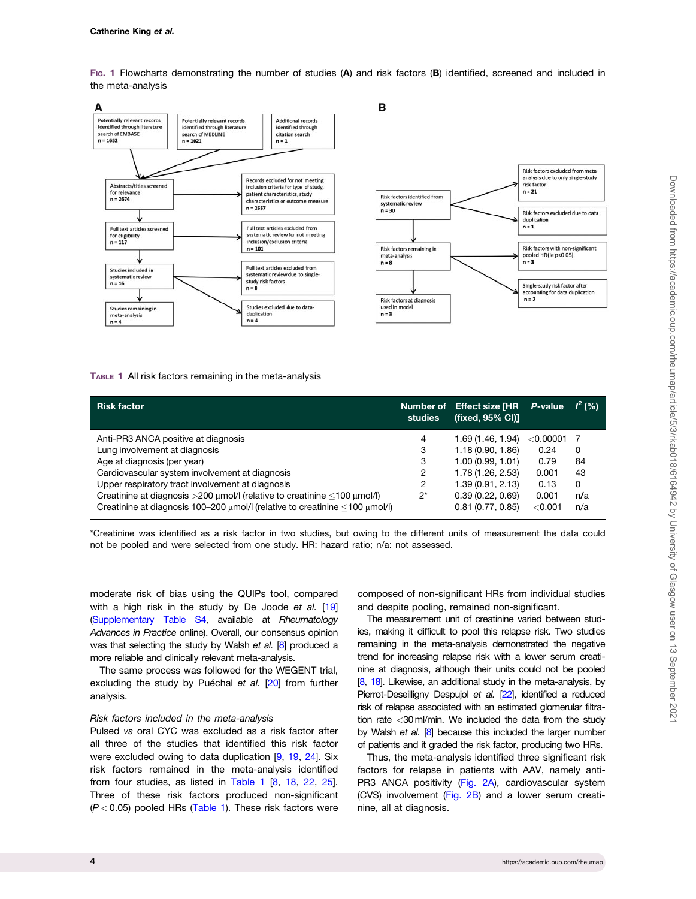**Fig. 1** Flowcharts demonstrating the number of studies (**A**) and risk factors (**B**) identified, screened and included in the meta-analysis

**Table 1** All risk factors remaining in the meta-analysis

| Risk factor | Number of studies | Effect size [HR (fixed, 95% CI)] | *P*-value | $I^2$ (%) |
|---|---|---|---|---|
| Anti-PR3 ANCA positive at diagnosis | 4 | 1.69 (1.46, 1.94) | <0.00001 | 7 |
| Lung involvement at diagnosis | 3 | 1.18 (0.90, 1.86) | 0.24 | 0 |
| Age at diagnosis (per year) | 3 | 1.00 (0.99, 1.01) | 0.79 | 84 |
| Cardiovascular system involvement at diagnosis | 2 | 1.78 (1.26, 2.53) | 0.001 | 43 |
| Upper respiratory tract involvement at diagnosis | 2 | 1.39 (0.91, 2.13) | 0.13 | 0 |
| Creatinine at diagnosis >200 µmol/l (relative to creatinine ≤100 µmol/l) | 2* | 0.39 (0.22, 0.69) | 0.001 | n/a |
| Creatinine at diagnosis 100–200 µmol/l (relative to creatinine ≤100 µmol/l) | | 0.81 (0.77, 0.85) | <0.001 | n/a |

*Creatinine was identified as a risk factor in two studies, but owing to the different units of measurement the data could not be pooled and were selected from one study. HR: hazard ratio; n/a: not assessed.

moderate risk of bias using the QUIPs tool, compared with a high risk in the study by De Joode *et al.* [19] (Supplementary Table S4, available at *Rheumatology Advances in Practice* online). Overall, our consensus opinion was that selecting the study by Walsh *et al.* [8] produced a more reliable and clinically relevant meta-analysis.

The same process was followed for the WEGENT trial, excluding the study by Puéchal *et al.* [20] from further analysis.

### *Risk factors included in the meta-analysis*

Pulsed *vs* oral CYC was excluded as a risk factor after all three of the studies that identified this risk factor were excluded owing to data duplication [9, 19, 24]. Six risk factors remained in the meta-analysis identified from four studies, as listed in Table 1 [8, 18, 22, 25]. Three of these risk factors produced non-significant ($P < 0.05$) pooled HRs (Table 1). These risk factors were composed of non-significant HRs from individual studies and despite pooling, remained non-significant.

The measurement unit of creatinine varied between studies, making it difficult to pool this relapse risk. Two studies remaining in the meta-analysis demonstrated the negative trend for increasing relapse risk with a lower serum creatinine at diagnosis, although their units could not be pooled [8, 18]. Likewise, an additional study in the meta-analysis, by Pierrot-Deseilligny Despujol *et al.* [22], identified a reduced risk of relapse associated with an estimated glomerular filtration rate <30 ml/min. We included the data from the study by Walsh *et al.* [8] because this included the larger number of patients and it graded the risk factor, producing two HRs.

Thus, the meta-analysis identified three significant risk factors for relapse in patients with AAV, namely anti-PR3 ANCA positivity (Fig. 2A), cardiovascular system (CVS) involvement (Fig. 2B) and a lower serum creatinine, all at diagnosis.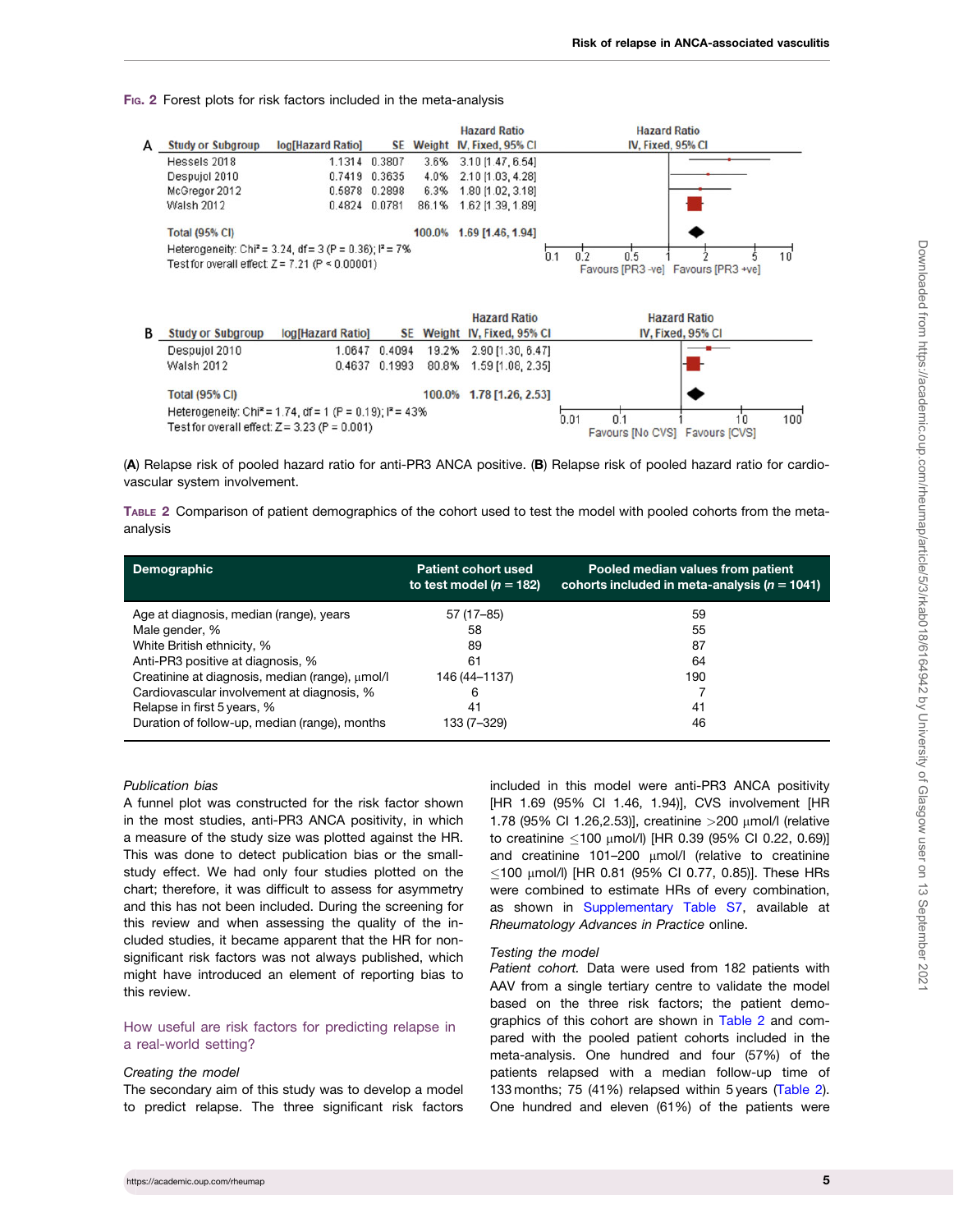Fig. 2 Forest plots for risk factors included in the meta-analysis

**A**

| Study or Subgroup | log[Hazard Ratio] | SE | Weight | Hazard Ratio IV, Fixed, 95% CI |
|---|---|---|---|---|
| Hessels 2018 | 1.1314 | 0.3807 | 3.6% | 3.10 [1.47, 6.54] |
| Despujol 2010 | 0.7419 | 0.3635 | 4.0% | 2.10 [1.03, 4.28] |
| McGregor 2012 | 0.5878 | 0.2898 | 6.3% | 1.80 [1.02, 3.18] |
| Walsh 2012 | 0.4824 | 0.0781 | 86.1% | 1.62 [1.39, 1.89] |
| **Total (95% CI)** | | | **100.0%** | **1.69 [1.46, 1.94]** |

Heterogeneity: $Chi^2 = 3.24$, df = 3 (P = 0.36); $I^2 = 7\%$
Test for overall effect: Z = 7.21 (P < 0.00001)

Favours [PR3 -ve] Favours [PR3 +ve]

**B**

| Study or Subgroup | log[Hazard Ratio] | SE | Weight | Hazard Ratio IV, Fixed, 95% CI |
|---|---|---|---|---|
| Despujol 2010 | 1.0647 | 0.4094 | 19.2% | 2.90 [1.30, 6.47] |
| Walsh 2012 | 0.4637 | 0.1993 | 80.8% | 1.59 [1.08, 2.35] |
| **Total (95% CI)** | | | **100.0%** | **1.78 [1.26, 2.53]** |

Heterogeneity: $Chi^2 = 1.74$, df = 1 (P = 0.19); $I^2 = 43\%$
Test for overall effect: Z = 3.23 (P = 0.001)

Favours [No CVS] Favours [CVS]

(**A**) Relapse risk of pooled hazard ratio for anti-PR3 ANCA positive. (**B**) Relapse risk of pooled hazard ratio for cardiovascular system involvement.

Table 2 Comparison of patient demographics of the cohort used to test the model with pooled cohorts from the meta-analysis

| Demographic | Patient cohort used to test model (n = 182) | Pooled median values from patient cohorts included in meta-analysis (n = 1041) |
|---|---|---|
| Age at diagnosis, median (range), years | 57 (17–85) | 59 |
| Male gender, % | 58 | 55 |
| White British ethnicity, % | 89 | 87 |
| Anti-PR3 positive at diagnosis, % | 61 | 64 |
| Creatinine at diagnosis, median (range), µmol/l | 146 (44–1137) | 190 |
| Cardiovascular involvement at diagnosis, % | 6 | 7 |
| Relapse in first 5 years, % | 41 | 41 |
| Duration of follow-up, median (range), months | 133 (7–329) | 46 |

*Publication bias*

A funnel plot was constructed for the risk factor shown in the most studies, anti-PR3 ANCA positivity, in which a measure of the study size was plotted against the HR. This was done to detect publication bias or the small-study effect. We had only four studies plotted on the chart; therefore, it was difficult to assess for asymmetry and this has not been included. During the screening for this review and when assessing the quality of the included studies, it became apparent that the HR for non-significant risk factors was not always published, which might have introduced an element of reporting bias to this review.

## How useful are risk factors for predicting relapse in a real-world setting?

*Creating the model*

The secondary aim of this study was to develop a model to predict relapse. The three significant risk factors included in this model were anti-PR3 ANCA positivity [HR 1.69 (95% CI 1.46, 1.94)], CVS involvement [HR 1.78 (95% CI 1.26,2.53)], creatinine >200 µmol/l (relative to creatinine ≤100 µmol/l) [HR 0.39 (95% CI 0.22, 0.69)] and creatinine 101–200 µmol/l (relative to creatinine ≤100 µmol/l) [HR 0.81 (95% CI 0.77, 0.85)]. These HRs were combined to estimate HRs of every combination, as shown in Supplementary Table S7, available at *Rheumatology Advances in Practice* online.

*Testing the model*

*Patient cohort.* Data were used from 182 patients with AAV from a single tertiary centre to validate the model based on the three risk factors; the patient demographics of this cohort are shown in Table 2 and compared with the pooled patient cohorts included in the meta-analysis. One hundred and four (57%) of the patients relapsed with a median follow-up time of 133 months; 75 (41%) relapsed within 5 years (Table 2). One hundred and eleven (61%) of the patients were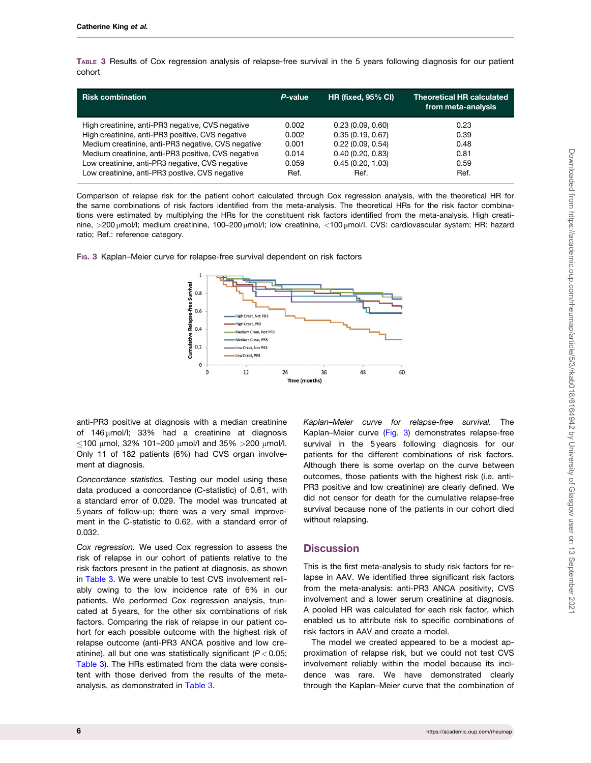**Table 3** Results of Cox regression analysis of relapse-free survival in the 5 years following diagnosis for our patient cohort

| Risk combination | *P*-value | HR (fixed, 95% CI) | Theoretical HR calculated from meta-analysis |
|---|---|---|---|
| High creatinine, anti-PR3 negative, CVS negative | 0.002 | 0.23 (0.09, 0.60) | 0.23 |
| High creatinine, anti-PR3 positive, CVS negative | 0.002 | 0.35 (0.19, 0.67) | 0.39 |
| Medium creatinine, anti-PR3 negative, CVS negative | 0.001 | 0.22 (0.09, 0.54) | 0.48 |
| Medium creatinine, anti-PR3 positive, CVS negative | 0.014 | 0.40 (0.20, 0.83) | 0.81 |
| Low creatinine, anti-PR3 negative, CVS negative | 0.059 | 0.45 (0.20, 1.03) | 0.59 |
| Low creatinine, anti-PR3 postive, CVS negative | Ref. | Ref. | Ref. |

Comparison of relapse risk for the patient cohort calculated through Cox regression analysis, with the theoretical HR for the same combinations of risk factors identified from the meta-analysis. The theoretical HRs for the risk factor combinations were estimated by multiplying the HRs for the constituent risk factors identified from the meta-analysis. High creatinine, >200 µmol/l; medium creatinine, 100–200 µmol/l; low creatinine, <100 µmol/l. CVS: cardiovascular system; HR: hazard ratio; Ref.: reference category.

**Fig. 3** Kaplan–Meier curve for relapse-free survival dependent on risk factors

anti-PR3 positive at diagnosis with a median creatinine of 146 µmol/l; 33% had a creatinine at diagnosis ≤100 µmol, 32% 101–200 µmol/l and 35% >200 µmol/l. Only 11 of 182 patients (6%) had CVS organ involvement at diagnosis.

*Concordance statistics.* Testing our model using these data produced a concordance (C-statistic) of 0.61, with a standard error of 0.029. The model was truncated at 5 years of follow-up; there was a very small improvement in the C-statistic to 0.62, with a standard error of 0.032.

*Cox regression.* We used Cox regression to assess the risk of relapse in our cohort of patients relative to the risk factors present in the patient at diagnosis, as shown in Table 3. We were unable to test CVS involvement reliably owing to the low incidence rate of 6% in our patients. We performed Cox regression analysis, truncated at 5 years, for the other six combinations of risk factors. Comparing the risk of relapse in our patient cohort for each possible outcome with the highest risk of relapse outcome (anti-PR3 ANCA positive and low creatinine), all but one was statistically significant ($P < 0.05$; Table 3). The HRs estimated from the data were consistent with those derived from the results of the meta-analysis, as demonstrated in Table 3.

*Kaplan–Meier curve for relapse-free survival.* The Kaplan–Meier curve (Fig. 3) demonstrates relapse-free survival in the 5 years following diagnosis for our patients for the different combinations of risk factors. Although there is some overlap on the curve between outcomes, those patients with the highest risk (i.e. anti-PR3 positive and low creatinine) are clearly defined. We did not censor for death for the cumulative relapse-free survival because none of the patients in our cohort died without relapsing.

## Discussion

This is the first meta-analysis to study risk factors for relapse in AAV. We identified three significant risk factors from the meta-analysis: anti-PR3 ANCA positivity, CVS involvement and a lower serum creatinine at diagnosis. A pooled HR was calculated for each risk factor, which enabled us to attribute risk to specific combinations of risk factors in AAV and create a model.

The model we created appeared to be a modest approximation of relapse risk, but we could not test CVS involvement reliably within the model because its incidence was rare. We have demonstrated clearly through the Kaplan–Meier curve that the combination of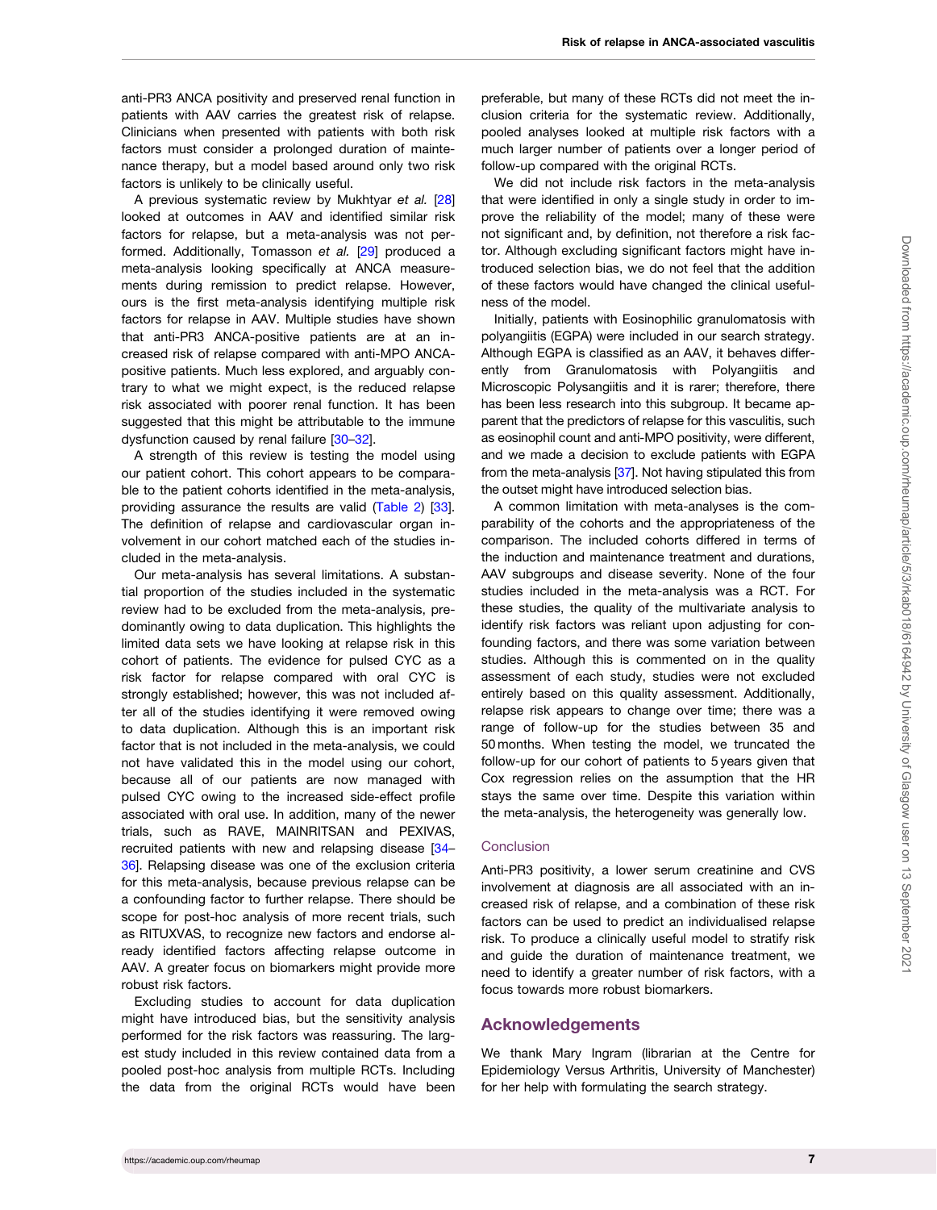anti-PR3 ANCA positivity and preserved renal function in patients with AAV carries the greatest risk of relapse. Clinicians when presented with patients with both risk factors must consider a prolonged duration of maintenance therapy, but a model based around only two risk factors is unlikely to be clinically useful.

A previous systematic review by Mukhtyar *et al.* [28] looked at outcomes in AAV and identified similar risk factors for relapse, but a meta-analysis was not performed. Additionally, Tomasson *et al.* [29] produced a meta-analysis looking specifically at ANCA measurements during remission to predict relapse. However, ours is the first meta-analysis identifying multiple risk factors for relapse in AAV. Multiple studies have shown that anti-PR3 ANCA-positive patients are at an increased risk of relapse compared with anti-MPO ANCA-positive patients. Much less explored, and arguably contrary to what we might expect, is the reduced relapse risk associated with poorer renal function. It has been suggested that this might be attributable to the immune dysfunction caused by renal failure [30–32].

A strength of this review is testing the model using our patient cohort. This cohort appears to be comparable to the patient cohorts identified in the meta-analysis, providing assurance the results are valid (Table 2) [33]. The definition of relapse and cardiovascular organ involvement in our cohort matched each of the studies included in the meta-analysis.

Our meta-analysis has several limitations. A substantial proportion of the studies included in the systematic review had to be excluded from the meta-analysis, predominantly owing to data duplication. This highlights the limited data sets we have looking at relapse risk in this cohort of patients. The evidence for pulsed CYC as a risk factor for relapse compared with oral CYC is strongly established; however, this was not included after all of the studies identifying it were removed owing to data duplication. Although this is an important risk factor that is not included in the meta-analysis, we could not have validated this in the model using our cohort, because all of our patients are now managed with pulsed CYC owing to the increased side-effect profile associated with oral use. In addition, many of the newer trials, such as RAVE, MAINRITSAN and PEXIVAS, recruited patients with new and relapsing disease [34–36]. Relapsing disease was one of the exclusion criteria for this meta-analysis, because previous relapse can be a confounding factor to further relapse. There should be scope for post-hoc analysis of more recent trials, such as RITUXVAS, to recognize new factors and endorse already identified factors affecting relapse outcome in AAV. A greater focus on biomarkers might provide more robust risk factors.

Excluding studies to account for data duplication might have introduced bias, but the sensitivity analysis performed for the risk factors was reassuring. The largest study included in this review contained data from a pooled post-hoc analysis from multiple RCTs. Including the data from the original RCTs would have been preferable, but many of these RCTs did not meet the inclusion criteria for the systematic review. Additionally, pooled analyses looked at multiple risk factors with a much larger number of patients over a longer period of follow-up compared with the original RCTs.

We did not include risk factors in the meta-analysis that were identified in only a single study in order to improve the reliability of the model; many of these were not significant and, by definition, not therefore a risk factor. Although excluding significant factors might have introduced selection bias, we do not feel that the addition of these factors would have changed the clinical usefulness of the model.

Initially, patients with Eosinophilic granulomatosis with polyangiitis (EGPA) were included in our search strategy. Although EGPA is classified as an AAV, it behaves differently from Granulomatosis with Polyangiitis and Microscopic Polysangiitis and it is rarer; therefore, there has been less research into this subgroup. It became apparent that the predictors of relapse for this vasculitis, such as eosinophil count and anti-MPO positivity, were different, and we made a decision to exclude patients with EGPA from the meta-analysis [37]. Not having stipulated this from the outset might have introduced selection bias.

A common limitation with meta-analyses is the comparability of the cohorts and the appropriateness of the comparison. The included cohorts differed in terms of the induction and maintenance treatment and durations, AAV subgroups and disease severity. None of the four studies included in the meta-analysis was a RCT. For these studies, the quality of the multivariate analysis to identify risk factors was reliant upon adjusting for confounding factors, and there was some variation between studies. Although this is commented on in the quality assessment of each study, studies were not excluded entirely based on this quality assessment. Additionally, relapse risk appears to change over time; there was a range of follow-up for the studies between 35 and 50 months. When testing the model, we truncated the follow-up for our cohort of patients to 5 years given that Cox regression relies on the assumption that the HR stays the same over time. Despite this variation within the meta-analysis, the heterogeneity was generally low.

### Conclusion

Anti-PR3 positivity, a lower serum creatinine and CVS involvement at diagnosis are all associated with an increased risk of relapse, and a combination of these risk factors can be used to predict an individualised relapse risk. To produce a clinically useful model to stratify risk and guide the duration of maintenance treatment, we need to identify a greater number of risk factors, with a focus towards more robust biomarkers.

## Acknowledgements

We thank Mary Ingram (librarian at the Centre for Epidemiology Versus Arthritis, University of Manchester) for her help with formulating the search strategy.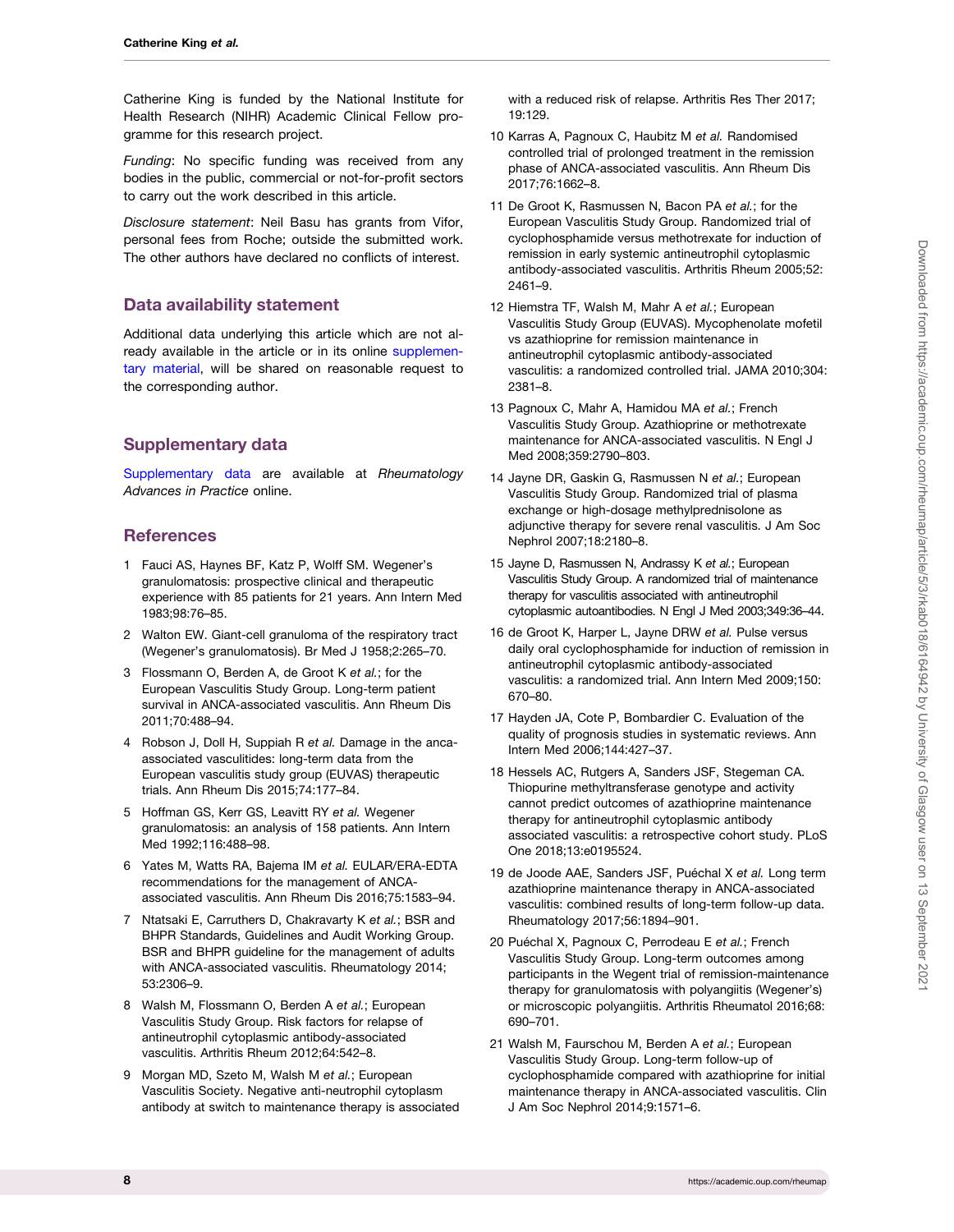Catherine King is funded by the National Institute for Health Research (NIHR) Academic Clinical Fellow programme for this research project.

*Funding*: No specific funding was received from any bodies in the public, commercial or not-for-profit sectors to carry out the work described in this article.

*Disclosure statement*: Neil Basu has grants from Vifor, personal fees from Roche; outside the submitted work. The other authors have declared no conflicts of interest.

## Data availability statement

Additional data underlying this article which are not already available in the article or in its online supplementary material, will be shared on reasonable request to the corresponding author.

## Supplementary data

Supplementary data are available at *Rheumatology Advances in Practice* online.

## References

1. Fauci AS, Haynes BF, Katz P, Wolff SM. Wegener's granulomatosis: prospective clinical and therapeutic experience with 85 patients for 21 years. Ann Intern Med 1983;98:76–85.
2. Walton EW. Giant-cell granuloma of the respiratory tract (Wegener's granulomatosis). Br Med J 1958;2:265–70.
3. Flossmann O, Berden A, de Groot K *et al.*; for the European Vasculitis Study Group. Long-term patient survival in ANCA-associated vasculitis. Ann Rheum Dis 2011;70:488–94.
4. Robson J, Doll H, Suppiah R *et al.* Damage in the anca-associated vasculitides: long-term data from the European vasculitis study group (EUVAS) therapeutic trials. Ann Rheum Dis 2015;74:177–84.
5. Hoffman GS, Kerr GS, Leavitt RY *et al.* Wegener granulomatosis: an analysis of 158 patients. Ann Intern Med 1992;116:488–98.
6. Yates M, Watts RA, Bajema IM *et al.* EULAR/ERA-EDTA recommendations for the management of ANCA-associated vasculitis. Ann Rheum Dis 2016;75:1583–94.
7. Ntatsaki E, Carruthers D, Chakravarty K *et al.*; BSR and BHPR Standards, Guidelines and Audit Working Group. BSR and BHPR guideline for the management of adults with ANCA-associated vasculitis. Rheumatology 2014;53:2306–9.
8. Walsh M, Flossmann O, Berden A *et al.*; European Vasculitis Study Group. Risk factors for relapse of antineutrophil cytoplasmic antibody-associated vasculitis. Arthritis Rheum 2012;64:542–8.
9. Morgan MD, Szeto M, Walsh M *et al.*; European Vasculitis Society. Negative anti-neutrophil cytoplasm antibody at switch to maintenance therapy is associated with a reduced risk of relapse. Arthritis Res Ther 2017;19:129.
10. Karras A, Pagnoux C, Haubitz M *et al.* Randomised controlled trial of prolonged treatment in the remission phase of ANCA-associated vasculitis. Ann Rheum Dis 2017;76:1662–8.
11. De Groot K, Rasmussen N, Bacon PA *et al.*; for the European Vasculitis Study Group. Randomized trial of cyclophosphamide versus methotrexate for induction of remission in early systemic antineutrophil cytoplasmic antibody-associated vasculitis. Arthritis Rheum 2005;52:2461–9.
12. Hiemstra TF, Walsh M, Mahr A *et al.*; European Vasculitis Study Group (EUVAS). Mycophenolate mofetil vs azathioprine for remission maintenance in antineutrophil cytoplasmic antibody-associated vasculitis: a randomized controlled trial. JAMA 2010;304:2381–8.
13. Pagnoux C, Mahr A, Hamidou MA *et al.*; French Vasculitis Study Group. Azathioprine or methotrexate maintenance for ANCA-associated vasculitis. N Engl J Med 2008;359:2790–803.
14. Jayne DR, Gaskin G, Rasmussen N *et al.*; European Vasculitis Study Group. Randomized trial of plasma exchange or high-dosage methylprednisolone as adjunctive therapy for severe renal vasculitis. J Am Soc Nephrol 2007;18:2180–8.
15. Jayne D, Rasmussen N, Andrassy K *et al.*; European Vasculitis Study Group. A randomized trial of maintenance therapy for vasculitis associated with antineutrophil cytoplasmic autoantibodies. N Engl J Med 2003;349:36–44.
16. de Groot K, Harper L, Jayne DRW *et al.* Pulse versus daily oral cyclophosphamide for induction of remission in antineutrophil cytoplasmic antibody-associated vasculitis: a randomized trial. Ann Intern Med 2009;150:670–80.
17. Hayden JA, Cote P, Bombardier C. Evaluation of the quality of prognosis studies in systematic reviews. Ann Intern Med 2006;144:427–37.
18. Hessels AC, Rutgers A, Sanders JSF, Stegeman CA. Thiopurine methyltransferase genotype and activity cannot predict outcomes of azathioprine maintenance therapy for antineutrophil cytoplasmic antibody associated vasculitis: a retrospective cohort study. PLoS One 2018;13:e0195524.
19. de Joode AAE, Sanders JSF, Puéchal X *et al.* Long term azathioprine maintenance therapy in ANCA-associated vasculitis: combined results of long-term follow-up data. Rheumatology 2017;56:1894–901.
20. Puéchal X, Pagnoux C, Perrodeau E *et al.*; French Vasculitis Study Group. Long-term outcomes among participants in the Wegent trial of remission-maintenance therapy for granulomatosis with polyangiitis (Wegener's) or microscopic polyangiitis. Arthritis Rheumatol 2016;68:690–701.
21. Walsh M, Faurschou M, Berden A *et al.*; European Vasculitis Study Group. Long-term follow-up of cyclophosphamide compared with azathioprine for initial maintenance therapy in ANCA-associated vasculitis. Clin J Am Soc Nephrol 2014;9:1571–6.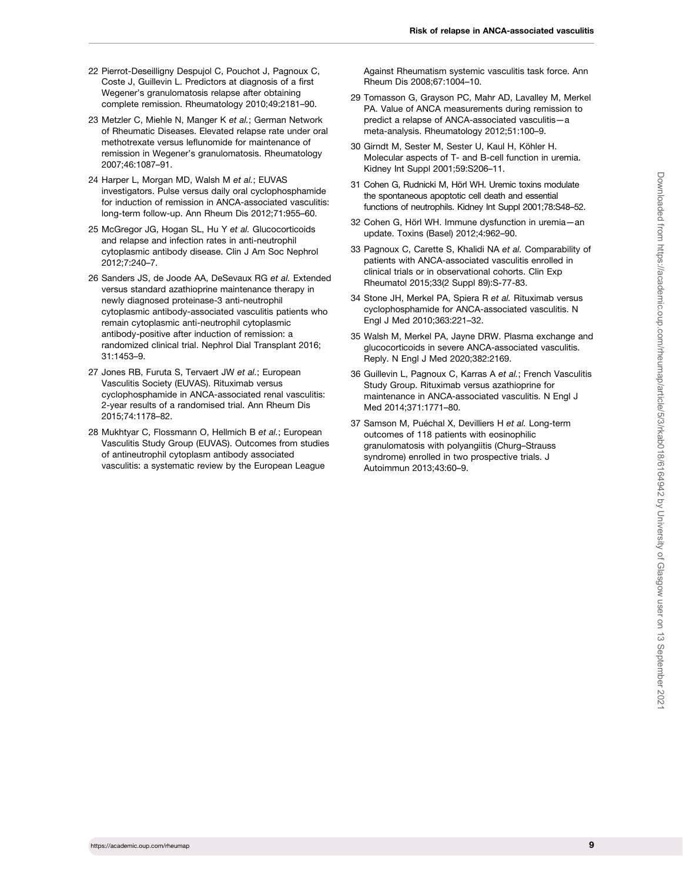22 Pierrot-Deseilligny Despujol C, Pouchot J, Pagnoux C, Coste J, Guillevin L. Predictors at diagnosis of a first Wegener's granulomatosis relapse after obtaining complete remission. Rheumatology 2010;49:2181–90.

23 Metzler C, Miehle N, Manger K *et al.*; German Network of Rheumatic Diseases. Elevated relapse rate under oral methotrexate versus leflunomide for maintenance of remission in Wegener's granulomatosis. Rheumatology 2007;46:1087–91.

24 Harper L, Morgan MD, Walsh M *et al.*; EUVAS investigators. Pulse versus daily oral cyclophosphamide for induction of remission in ANCA-associated vasculitis: long-term follow-up. Ann Rheum Dis 2012;71:955–60.

25 McGregor JG, Hogan SL, Hu Y *et al.* Glucocorticoids and relapse and infection rates in anti-neutrophil cytoplasmic antibody disease. Clin J Am Soc Nephrol 2012;7:240–7.

26 Sanders JS, de Joode AA, DeSevaux RG *et al.* Extended versus standard azathioprine maintenance therapy in newly diagnosed proteinase-3 anti-neutrophil cytoplasmic antibody-associated vasculitis patients who remain cytoplasmic anti-neutrophil cytoplasmic antibody-positive after induction of remission: a randomized clinical trial. Nephrol Dial Transplant 2016; 31:1453–9.

27 Jones RB, Furuta S, Tervaert JW *et al.*; European Vasculitis Society (EUVAS). Rituximab versus cyclophosphamide in ANCA-associated renal vasculitis: 2-year results of a randomised trial. Ann Rheum Dis 2015;74:1178–82.

28 Mukhtyar C, Flossmann O, Hellmich B *et al.*; European Vasculitis Study Group (EUVAS). Outcomes from studies of antineutrophil cytoplasm antibody associated vasculitis: a systematic review by the European League Against Rheumatism systemic vasculitis task force. Ann Rheum Dis 2008;67:1004–10.

29 Tomasson G, Grayson PC, Mahr AD, Lavalley M, Merkel PA. Value of ANCA measurements during remission to predict a relapse of ANCA-associated vasculitis—a meta-analysis. Rheumatology 2012;51:100–9.

30 Girndt M, Sester M, Sester U, Kaul H, Köhler H. Molecular aspects of T- and B-cell function in uremia. Kidney Int Suppl 2001;59:S206–11.

31 Cohen G, Rudnicki M, Hörl WH. Uremic toxins modulate the spontaneous apoptotic cell death and essential functions of neutrophils. Kidney Int Suppl 2001;78:S48–52.

32 Cohen G, Hörl WH. Immune dysfunction in uremia—an update. Toxins (Basel) 2012;4:962–90.

33 Pagnoux C, Carette S, Khalidi NA *et al.* Comparability of patients with ANCA-associated vasculitis enrolled in clinical trials or in observational cohorts. Clin Exp Rheumatol 2015;33(2 Suppl 89):S-77-83.

34 Stone JH, Merkel PA, Spiera R *et al.* Rituximab versus cyclophosphamide for ANCA-associated vasculitis. N Engl J Med 2010;363:221–32.

35 Walsh M, Merkel PA, Jayne DRW. Plasma exchange and glucocorticoids in severe ANCA-associated vasculitis. Reply. N Engl J Med 2020;382:2169.

36 Guillevin L, Pagnoux C, Karras A *et al.*; French Vasculitis Study Group. Rituximab versus azathioprine for maintenance in ANCA-associated vasculitis. N Engl J Med 2014;371:1771–80.

37 Samson M, Puéchal X, Devilliers H *et al.* Long-term outcomes of 118 patients with eosinophilic granulomatosis with polyangiitis (Churg–Strauss syndrome) enrolled in two prospective trials. J Autoimmun 2013;43:60–9.